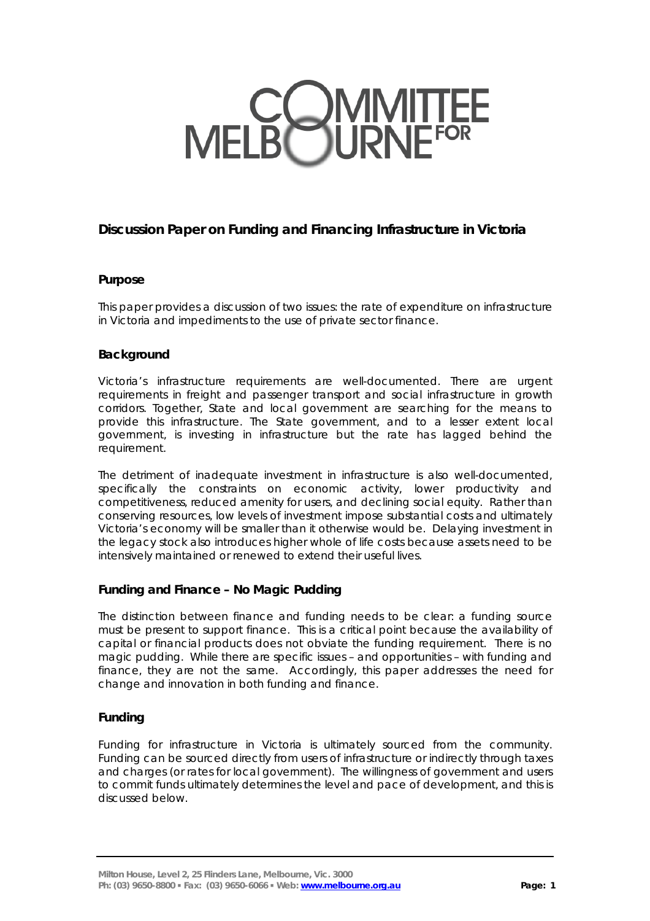# COMMITTEE FOR MELBOURNE

## Discussion Paper on Funding and Financing Infrastructure in Victoria

### Purpose

This paper provides a discussion of two issues: the rate of expenditure on infrastructure in Victoria and impediments to the use of private sector finance.

### Background

Victoria's infrastructure requirements are well-documented. There are urgent requirements in freight and passenger transport and social infrastructure in growth corridors. Together, State and local government are searching for the means to provide this infrastructure. The State government, and to a lesser extent local government, is investing in infrastructure but the rate has lagged behind the requirement.

The detriment of inadequate investment in infrastructure is also well-documented, specifically the constraints on economic activity, lower productivity and competitiveness, reduced amenity for users, and declining social equity. Rather than conserving resources, low levels of investment impose substantial costs and ultimately Victoria's economy will be smaller than it otherwise would be. Delaying investment in the legacy stock also introduces higher whole of life costs because assets need to be intensively maintained or renewed to extend their useful lives.

### Funding and Finance – No Magic Pudding

The distinction between finance and funding needs to be clear: a funding source must be present to support finance. This is a critical point because the availability of capital or financial products does not obviate the funding requirement. There is no magic pudding. While there are specific issues – and opportunities – with funding and finance, they are not the same. Accordingly, this paper addresses the need for change and innovation in both funding and finance.

### Funding

Funding for infrastructure in Victoria is ultimately sourced from the community. Funding can be sourced directly from users of infrastructure or indirectly through taxes and charges (or rates for local government). The willingness of government and users to commit funds ultimately determines the level and pace of development, and this is discussed below.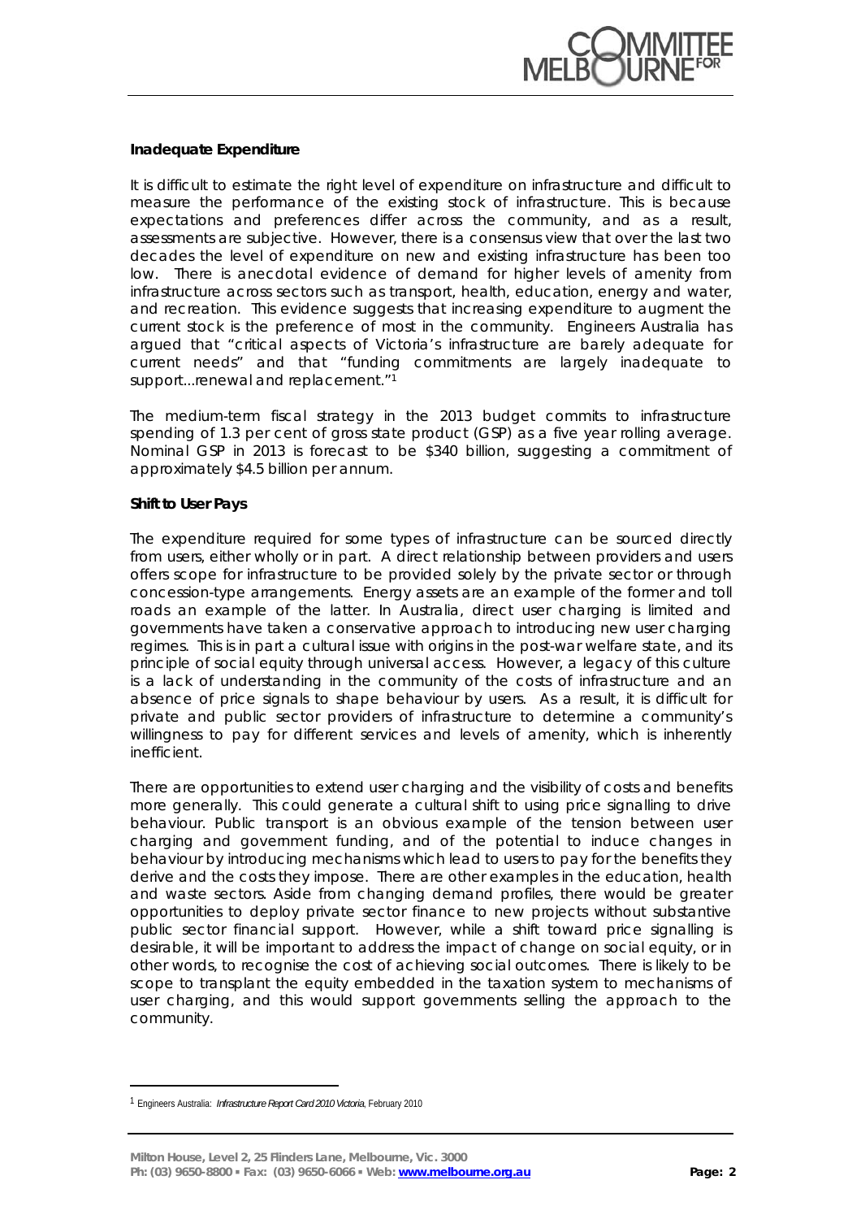**Inadequate Expenditure**

It is difficult to estimate the right level of expenditure on infrastructure and difficult to measure the performance of the existing stock of infrastructure. This is because expectations and preferences differ across the community, and as a result, assessments are subjective. However, there is a consensus view that over the last two decades the level of expenditure on new and existing infrastructure has been too low. There is anecdotal evidence of demand for higher levels of amenity from infrastructure across sectors such as transport, health, education, energy and water, and recreation. This evidence suggests that increasing expenditure to augment the current stock is the preference of most in the community. Engineers Australia has argued that "critical aspects of Victoria's infrastructure are barely adequate for current needs" and that "funding commitments are largely inadequate to support...renewal and replacement."[1]

The medium-term fiscal strategy in the 2013 budget commits to infrastructure spending of 1.3 per cent of gross state product (GSP) as a five year rolling average. Nominal GSP in 2013 is forecast to be $340 billion, suggesting a commitment of approximately $4.5 billion per annum.

**Shift to User Pays**

The expenditure required for some types of infrastructure can be sourced directly from users, either wholly or in part. A direct relationship between providers and users offers scope for infrastructure to be provided solely by the private sector or through concession-type arrangements. Energy assets are an example of the former and toll roads an example of the latter. In Australia, direct user charging is limited and governments have taken a conservative approach to introducing new user charging regimes. This is in part a cultural issue with origins in the post-war welfare state, and its principle of social equity through universal access. However, a legacy of this culture is a lack of understanding in the community of the costs of infrastructure and an absence of price signals to shape behaviour by users. As a result, it is difficult for private and public sector providers of infrastructure to determine a community's willingness to pay for different services and levels of amenity, which is inherently inefficient.

There are opportunities to extend user charging and the visibility of costs and benefits more generally. This could generate a cultural shift to using price signalling to drive behaviour. Public transport is an obvious example of the tension between user charging and government funding, and of the potential to induce changes in behaviour by introducing mechanisms which lead to users to pay for the benefits they derive and the costs they impose. There are other examples in the education, health and waste sectors. Aside from changing demand profiles, there would be greater opportunities to deploy private sector finance to new projects without substantive public sector financial support. However, while a shift toward price signalling is desirable, it will be important to address the impact of change on social equity, or in other words, to recognise the cost of achieving social outcomes. There is likely to be scope to transplant the equity embedded in the taxation system to mechanisms of user charging, and this would support governments selling the approach to the community.

---

[1] Engineers Australia: *Infrastructure Report Card 2010 Victoria*, February 2010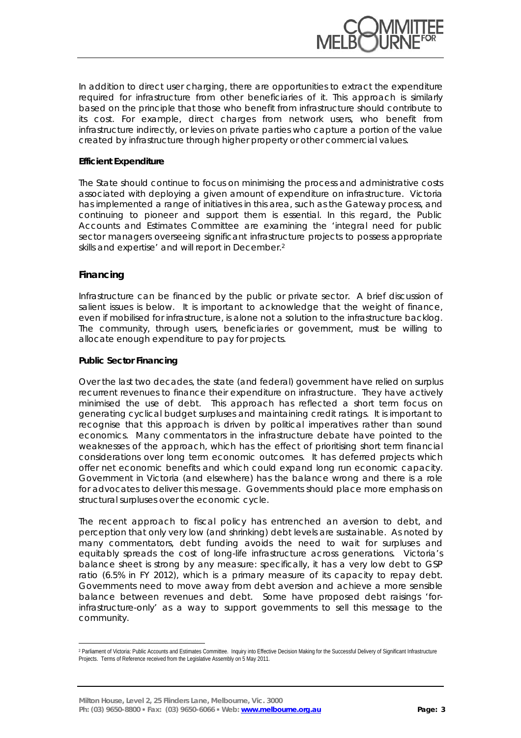In addition to direct user charging, there are opportunities to extract the expenditure required for infrastructure from other beneficiaries of it. This approach is similarly based on the principle that those who benefit from infrastructure should contribute to its cost. For example, direct charges from network users, who benefit from infrastructure indirectly, or levies on private parties who capture a portion of the value created by infrastructure through higher property or other commercial values.

**Efficient Expenditure**

The State should continue to focus on minimising the process and administrative costs associated with deploying a given amount of expenditure on infrastructure. Victoria has implemented a range of initiatives in this area, such as the Gateway process, and continuing to pioneer and support them is essential. In this regard, the Public Accounts and Estimates Committee are examining the 'integral need for public sector managers overseeing significant infrastructure projects to possess appropriate skills and expertise' and will report in December.[2]

## Financing

Infrastructure can be financed by the public or private sector. A brief discussion of salient issues is below. It is important to acknowledge that the weight of finance, even if mobilised for infrastructure, is alone not a solution to the infrastructure backlog. The community, through users, beneficiaries or government, must be willing to allocate enough expenditure to pay for projects.

**Public Sector Financing**

Over the last two decades, the state (and federal) government have relied on surplus recurrent revenues to finance their expenditure on infrastructure. They have actively minimised the use of debt. This approach has reflected a short term focus on generating cyclical budget surpluses and maintaining credit ratings. It is important to recognise that this approach is driven by political imperatives rather than sound economics. Many commentators in the infrastructure debate have pointed to the weaknesses of the approach, which has the effect of prioritising short term financial considerations over long term economic outcomes. It has deferred projects which offer net economic benefits and which could expand long run economic capacity. Government in Victoria (and elsewhere) has the balance wrong and there is a role for advocates to deliver this message. Governments should place more emphasis on structural surpluses over the economic cycle.

The recent approach to fiscal policy has entrenched an aversion to debt, and perception that only very low (and shrinking) debt levels are sustainable. As noted by many commentators, debt funding avoids the need to wait for surpluses and equitably spreads the cost of long-life infrastructure across generations. Victoria's balance sheet is strong by any measure: specifically, it has a very low debt to GSP ratio (6.5% in FY 2012), which is a primary measure of its capacity to repay debt. Governments need to move away from debt aversion and achieve a more sensible balance between revenues and debt. Some have proposed debt raisings 'for-infrastructure-only' as a way to support governments to sell this message to the community.

---

[2] Parliament of Victoria: Public Accounts and Estimates Committee. Inquiry into Effective Decision Making for the Successful Delivery of Significant Infrastructure Projects. Terms of Reference received from the Legislative Assembly on 5 May 2011.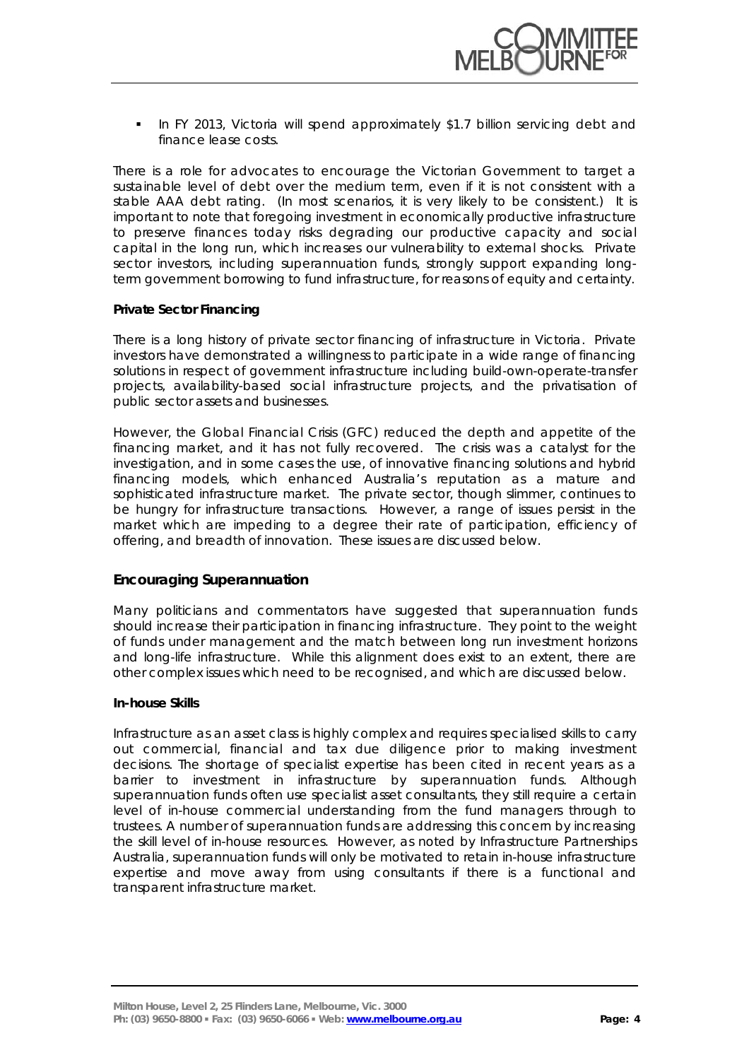- In FY 2013, Victoria will spend approximately $1.7 billion servicing debt and finance lease costs.

There is a role for advocates to encourage the Victorian Government to target a sustainable level of debt over the medium term, even if it is not consistent with a stable AAA debt rating. (In most scenarios, it is very likely to be consistent.) It is important to note that foregoing investment in economically productive infrastructure to preserve finances today risks degrading our productive capacity and social capital in the long run, which increases our vulnerability to external shocks. Private sector investors, including superannuation funds, strongly support expanding long-term government borrowing to fund infrastructure, for reasons of equity and certainty.

**Private Sector Financing**

There is a long history of private sector financing of infrastructure in Victoria. Private investors have demonstrated a willingness to participate in a wide range of financing solutions in respect of government infrastructure including build-own-operate-transfer projects, availability-based social infrastructure projects, and the privatisation of public sector assets and businesses.

However, the Global Financial Crisis (GFC) reduced the depth and appetite of the financing market, and it has not fully recovered. The crisis was a catalyst for the investigation, and in some cases the use, of innovative financing solutions and hybrid financing models, which enhanced Australia's reputation as a mature and sophisticated infrastructure market. The private sector, though slimmer, continues to be hungry for infrastructure transactions. However, a range of issues persist in the market which are impeding to a degree their rate of participation, efficiency of offering, and breadth of innovation. These issues are discussed below.

## Encouraging Superannuation

Many politicians and commentators have suggested that superannuation funds should increase their participation in financing infrastructure. They point to the weight of funds under management and the match between long run investment horizons and long-life infrastructure. While this alignment does exist to an extent, there are other complex issues which need to be recognised, and which are discussed below.

**In-house Skills**

Infrastructure as an asset class is highly complex and requires specialised skills to carry out commercial, financial and tax due diligence prior to making investment decisions. The shortage of specialist expertise has been cited in recent years as a barrier to investment in infrastructure by superannuation funds. Although superannuation funds often use specialist asset consultants, they still require a certain level of in-house commercial understanding from the fund managers through to trustees. A number of superannuation funds are addressing this concern by increasing the skill level of in-house resources. However, as noted by Infrastructure Partnerships Australia, superannuation funds will only be motivated to retain in-house infrastructure expertise and move away from using consultants if there is a functional and transparent infrastructure market.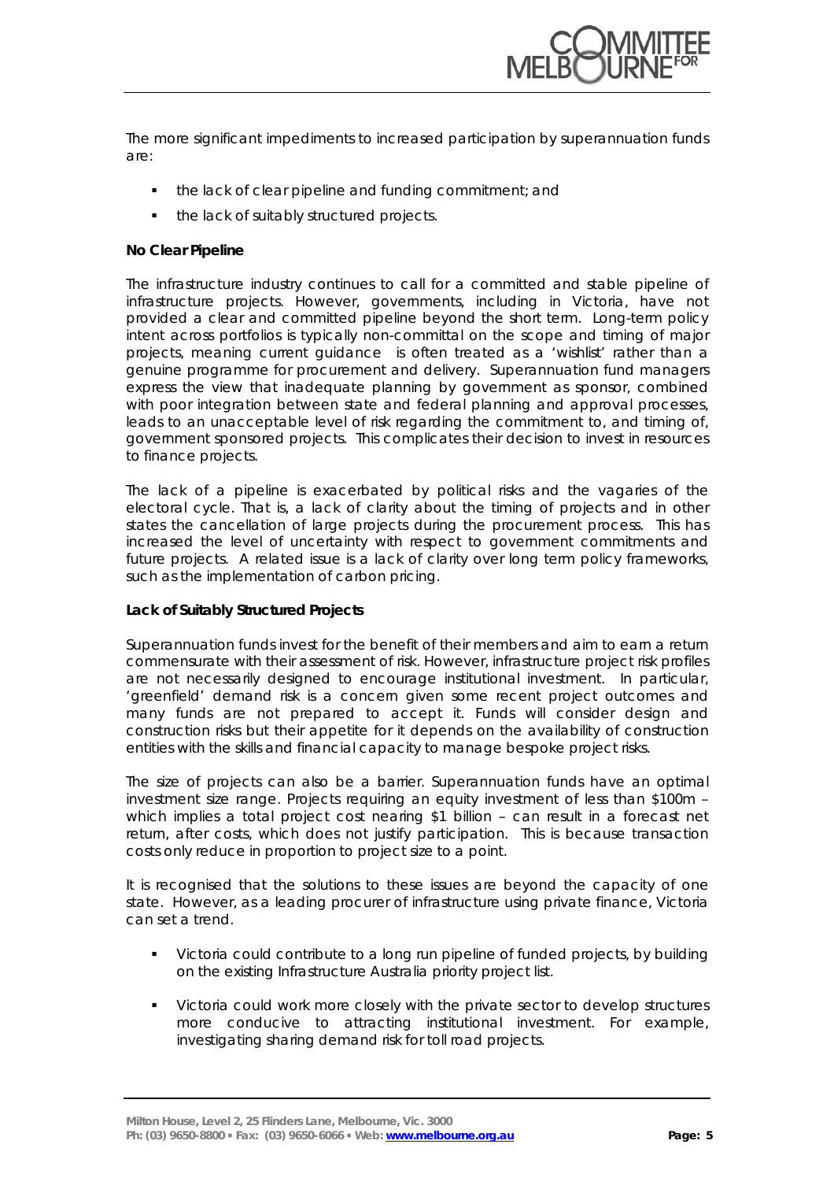The more significant impediments to increased participation by superannuation funds are:

- the lack of clear pipeline and funding commitment; and
- the lack of suitably structured projects.

**No Clear Pipeline**

The infrastructure industry continues to call for a committed and stable pipeline of infrastructure projects. However, governments, including in Victoria, have not provided a clear and committed pipeline beyond the short term. Long-term policy intent across portfolios is typically non-committal on the scope and timing of major projects, meaning current guidance is often treated as a 'wishlist' rather than a genuine programme for procurement and delivery. Superannuation fund managers express the view that inadequate planning by government as sponsor, combined with poor integration between state and federal planning and approval processes, leads to an unacceptable level of risk regarding the commitment to, and timing of, government sponsored projects. This complicates their decision to invest in resources to finance projects.

The lack of a pipeline is exacerbated by political risks and the vagaries of the electoral cycle. That is, a lack of clarity about the timing of projects and in other states the cancellation of large projects during the procurement process. This has increased the level of uncertainty with respect to government commitments and future projects. A related issue is a lack of clarity over long term policy frameworks, such as the implementation of carbon pricing.

**Lack of Suitably Structured Projects**

Superannuation funds invest for the benefit of their members and aim to earn a return commensurate with their assessment of risk. However, infrastructure project risk profiles are not necessarily designed to encourage institutional investment. In particular, 'greenfield' demand risk is a concern given some recent project outcomes and many funds are not prepared to accept it. Funds will consider design and construction risks but their appetite for it depends on the availability of construction entities with the skills and financial capacity to manage bespoke project risks.

The size of projects can also be a barrier. Superannuation funds have an optimal investment size range. Projects requiring an equity investment of less than $100m – which implies a total project cost nearing $1 billion – can result in a forecast net return, after costs, which does not justify participation. This is because transaction costs only reduce in proportion to project size to a point.

It is recognised that the solutions to these issues are beyond the capacity of one state. However, as a leading procurer of infrastructure using private finance, Victoria can set a trend.

- Victoria could contribute to a long run pipeline of funded projects, by building on the existing Infrastructure Australia priority project list.
- Victoria could work more closely with the private sector to develop structures more conducive to attracting institutional investment. For example, investigating sharing demand risk for toll road projects.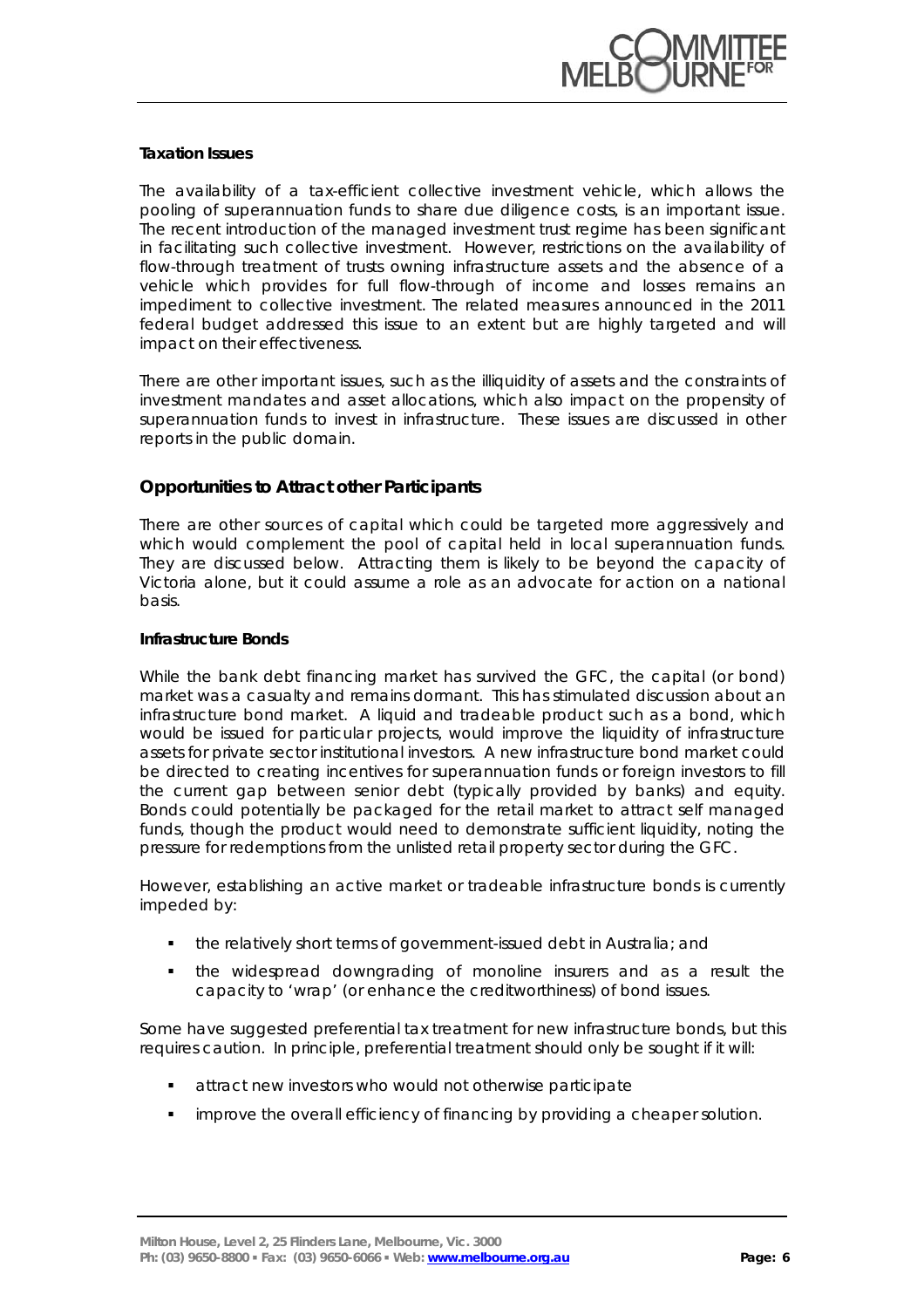**Taxation Issues**

The availability of a tax-efficient collective investment vehicle, which allows the pooling of superannuation funds to share due diligence costs, is an important issue. The recent introduction of the managed investment trust regime has been significant in facilitating such collective investment. However, restrictions on the availability of flow-through treatment of trusts owning infrastructure assets and the absence of a vehicle which provides for full flow-through of income and losses remains an impediment to collective investment. The related measures announced in the 2011 federal budget addressed this issue to an extent but are highly targeted and will impact on their effectiveness.

There are other important issues, such as the illiquidity of assets and the constraints of investment mandates and asset allocations, which also impact on the propensity of superannuation funds to invest in infrastructure. These issues are discussed in other reports in the public domain.

## Opportunities to Attract other Participants

There are other sources of capital which could be targeted more aggressively and which would complement the pool of capital held in local superannuation funds. They are discussed below. Attracting them is likely to be beyond the capacity of Victoria alone, but it could assume a role as an advocate for action on a national basis.

**Infrastructure Bonds**

While the bank debt financing market has survived the GFC, the capital (or bond) market was a casualty and remains dormant. This has stimulated discussion about an infrastructure bond market. A liquid and tradeable product such as a bond, which would be issued for particular projects, would improve the liquidity of infrastructure assets for private sector institutional investors. A new infrastructure bond market could be directed to creating incentives for superannuation funds or foreign investors to fill the current gap between senior debt (typically provided by banks) and equity. Bonds could potentially be packaged for the retail market to attract self managed funds, though the product would need to demonstrate sufficient liquidity, noting the pressure for redemptions from the unlisted retail property sector during the GFC.

However, establishing an active market or tradeable infrastructure bonds is currently impeded by:

- the relatively short terms of government-issued debt in Australia; and
- the widespread downgrading of monoline insurers and as a result the capacity to 'wrap' (or enhance the creditworthiness) of bond issues.

Some have suggested preferential tax treatment for new infrastructure bonds, but this requires caution. In principle, preferential treatment should only be sought if it will:

- attract new investors who would not otherwise participate
- improve the overall efficiency of financing by providing a cheaper solution.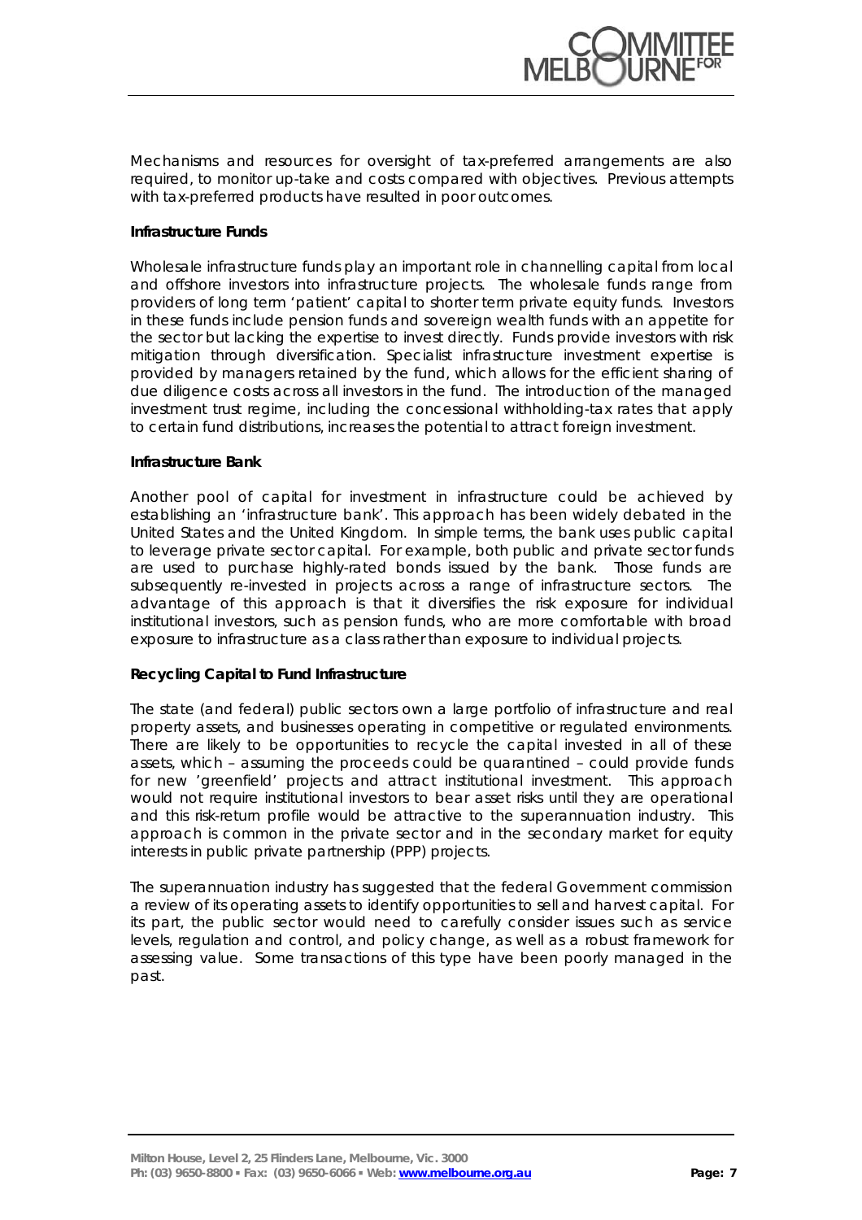Mechanisms and resources for oversight of tax-preferred arrangements are also required, to monitor up-take and costs compared with objectives. Previous attempts with tax-preferred products have resulted in poor outcomes.

**Infrastructure Funds**

Wholesale infrastructure funds play an important role in channelling capital from local and offshore investors into infrastructure projects. The wholesale funds range from providers of long term 'patient' capital to shorter term private equity funds. Investors in these funds include pension funds and sovereign wealth funds with an appetite for the sector but lacking the expertise to invest directly. Funds provide investors with risk mitigation through diversification. Specialist infrastructure investment expertise is provided by managers retained by the fund, which allows for the efficient sharing of due diligence costs across all investors in the fund. The introduction of the managed investment trust regime, including the concessional withholding-tax rates that apply to certain fund distributions, increases the potential to attract foreign investment.

**Infrastructure Bank**

Another pool of capital for investment in infrastructure could be achieved by establishing an 'infrastructure bank'. This approach has been widely debated in the United States and the United Kingdom. In simple terms, the bank uses public capital to leverage private sector capital. For example, both public and private sector funds are used to purchase highly-rated bonds issued by the bank. Those funds are subsequently re-invested in projects across a range of infrastructure sectors. The advantage of this approach is that it diversifies the risk exposure for individual institutional investors, such as pension funds, who are more comfortable with broad exposure to infrastructure as a class rather than exposure to individual projects.

**Recycling Capital to Fund Infrastructure**

The state (and federal) public sectors own a large portfolio of infrastructure and real property assets, and businesses operating in competitive or regulated environments. There are likely to be opportunities to recycle the capital invested in all of these assets, which – assuming the proceeds could be quarantined – could provide funds for new 'greenfield' projects and attract institutional investment. This approach would not require institutional investors to bear asset risks until they are operational and this risk-return profile would be attractive to the superannuation industry. This approach is common in the private sector and in the secondary market for equity interests in public private partnership (PPP) projects.

The superannuation industry has suggested that the federal Government commission a review of its operating assets to identify opportunities to sell and harvest capital. For its part, the public sector would need to carefully consider issues such as service levels, regulation and control, and policy change, as well as a robust framework for assessing value. Some transactions of this type have been poorly managed in the past.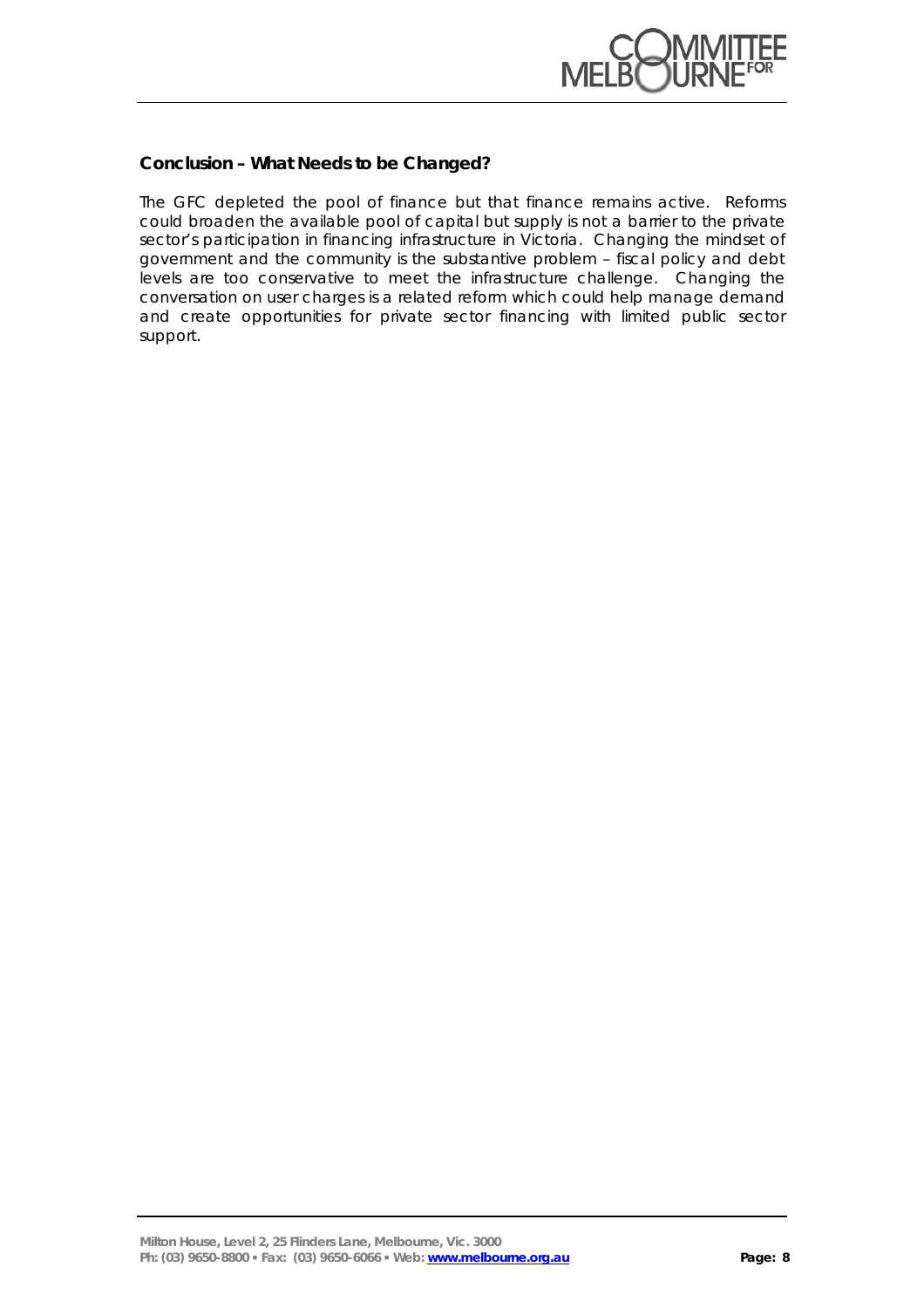## Conclusion – What Needs to be Changed?

The GFC depleted the pool of finance but that finance remains active. Reforms could broaden the available pool of capital but supply is not a barrier to the private sector's participation in financing infrastructure in Victoria. Changing the mindset of government and the community is the substantive problem – fiscal policy and debt levels are too conservative to meet the infrastructure challenge. Changing the conversation on user charges is a related reform which could help manage demand and create opportunities for private sector financing with limited public sector support.